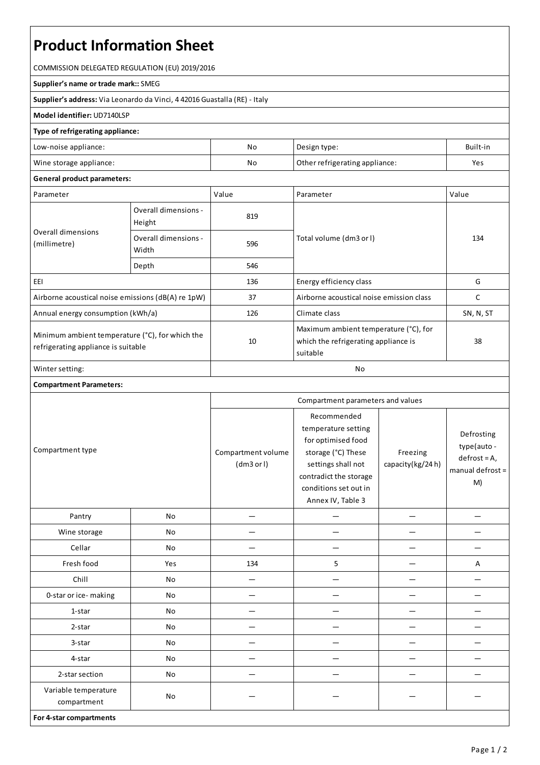# Product Information Sheet

COMMISSION DELEGATED REGULATION (EU) 2019/2016

**Supplier's name or trade mark::** SMEG

**Supplier's address:** Via Leonardo da Vinci, 4 42016 Guastalla (RE) - Italy

**Model identifier:** UD7140LSP

**Type of refrigerating appliance:**

| | | | |
|---|---|---|---|
| Low-noise appliance: | No | Design type: | Built-in |
| Wine storage appliance: | No | Other refrigerating appliance: | Yes |

**General product parameters:**

| Parameter | | Value | Parameter | Value |
|---|---|---|---|---|
| Overall dimensions (millimetre) | Overall dimensions - Height | 819 | Total volume (dm3 or l) | 134 |
| | Overall dimensions - Width | 596 | | |
| | Depth | 546 | | |
| EEI | | 136 | Energy efficiency class | G |
| Airborne acoustical noise emissions (dB(A) re 1pW) | | 37 | Airborne acoustical noise emission class | C |
| Annual energy consumption (kWh/a) | | 126 | Climate class | SN, N, ST |
| Minimum ambient temperature (°C), for which the refrigerating appliance is suitable | | 10 | Maximum ambient temperature (°C), for which the refrigerating appliance is suitable | 38 |
| Winter setting: | | No | | |

**Compartment Parameters:**

| Compartment type | | Compartment parameters and values | | | |
|---|---|---|---|---|---|
| | | Compartment volume (dm3 or l) | Recommended temperature setting for optimised food storage (°C) These settings shall not contradict the storage conditions set out in Annex IV, Table 3 | Freezing capacity(kg/24 h) | Defrosting type(auto - defrost = A, manual defrost = M) |
| Pantry | No | — | — | — | — |
| Wine storage | No | — | — | — | — |
| Cellar | No | — | — | — | — |
| Fresh food | Yes | 134 | 5 | — | A |
| Chill | No | — | — | — | — |
| 0-star or ice- making | No | — | — | — | — |
| 1-star | No | — | — | — | — |
| 2-star | No | — | — | — | — |
| 3-star | No | — | — | — | — |
| 4-star | No | — | — | — | — |
| 2-star section | No | — | — | — | — |
| Variable temperature compartment | No | — | — | — | — |

**For 4-star compartments**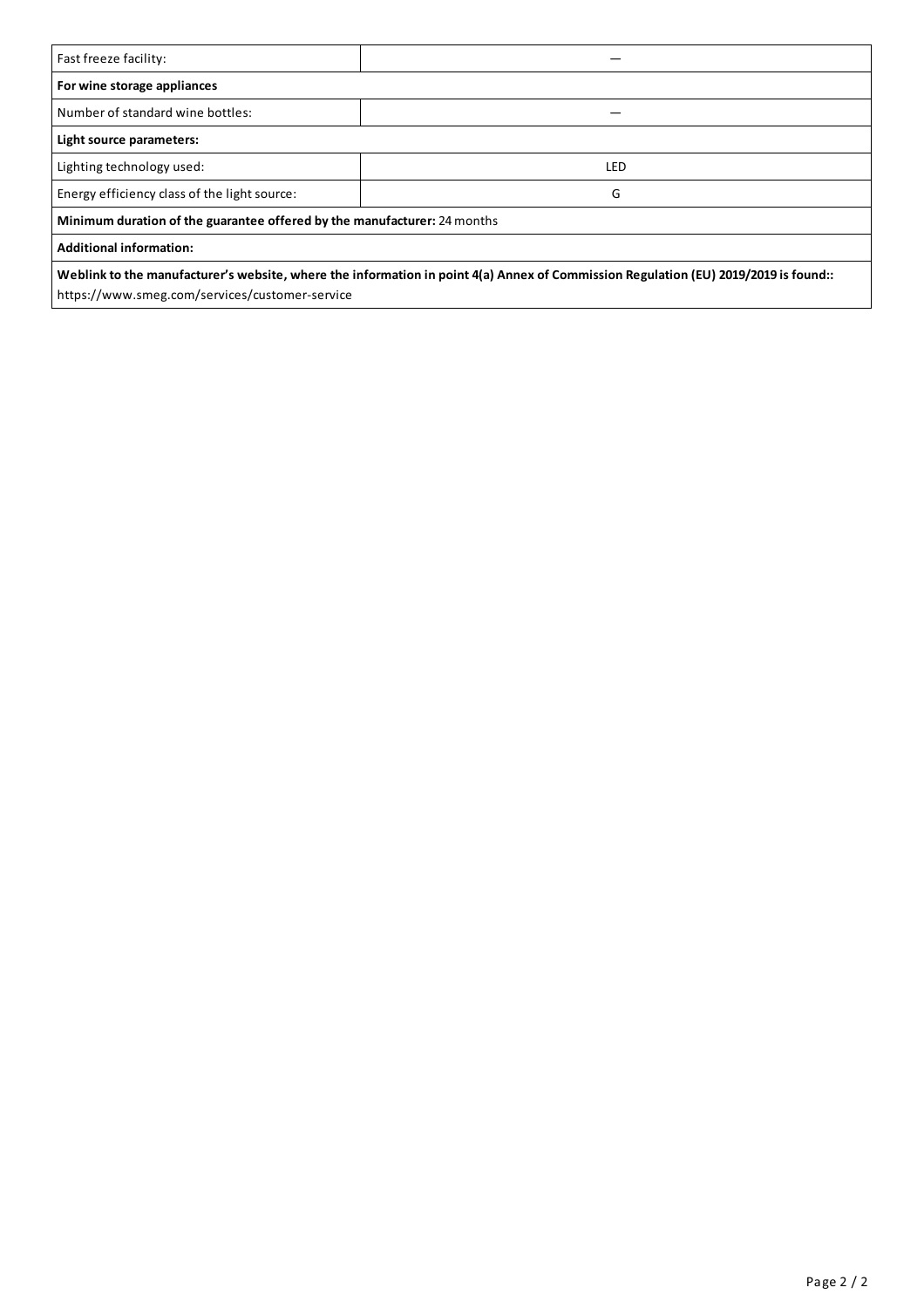| | |
|---|---|
| Fast freeze facility: | — |
| **For wine storage appliances** | |
| Number of standard wine bottles: | — |
| **Light source parameters:** | |
| Lighting technology used: | LED |
| Energy efficiency class of the light source: | G |
| **Minimum duration of the guarantee offered by the manufacturer:** 24 months | |
| **Additional information:** | |
| **Weblink to the manufacturer's website, where the information in point 4(a) Annex of Commission Regulation (EU) 2019/2019 is found::** https://www.smeg.com/services/customer-service | |